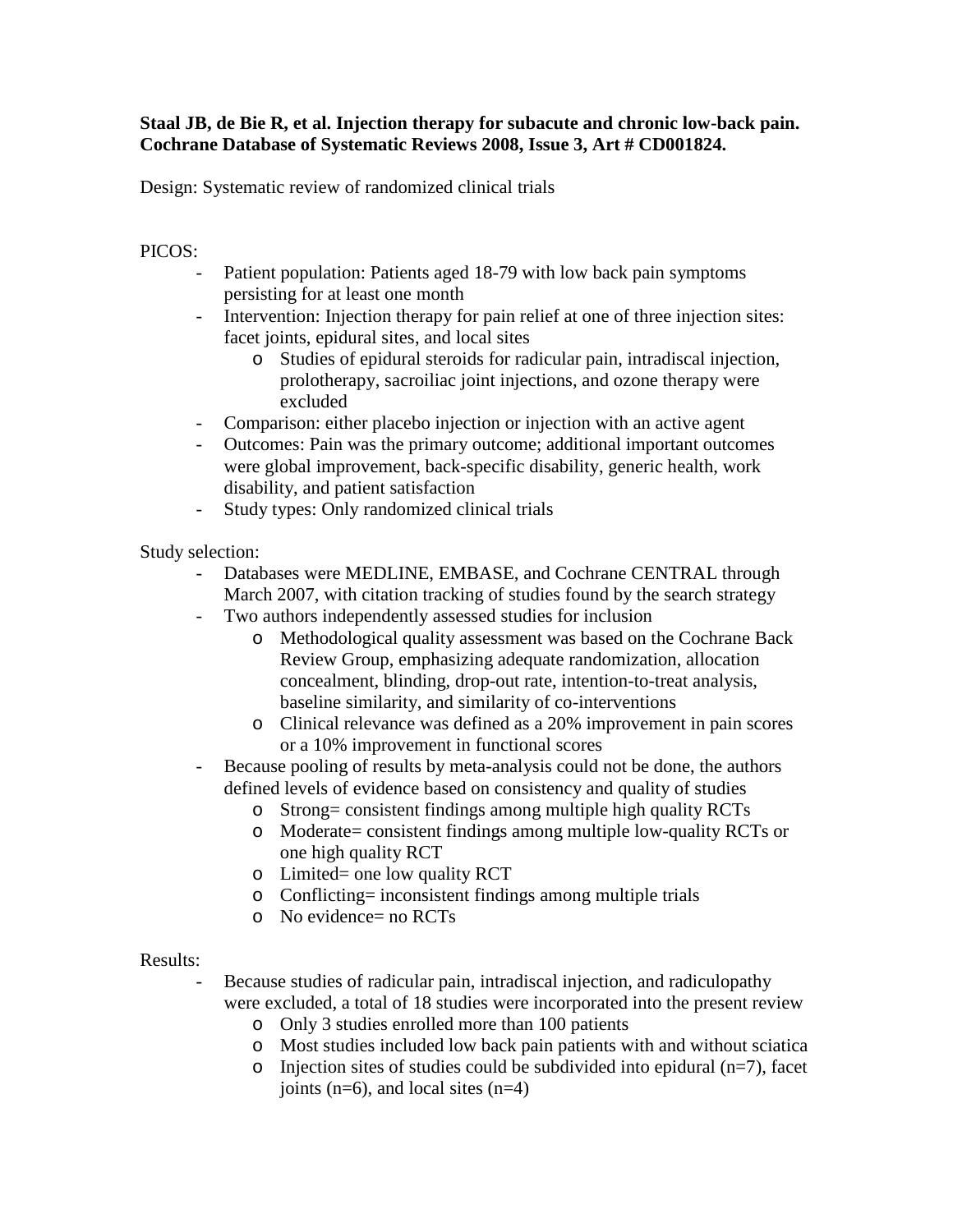**Staal JB, de Bie R, et al. Injection therapy for subacute and chronic low-back pain. Cochrane Database of Systematic Reviews 2008, Issue 3, Art # CD001824.**

Design: Systematic review of randomized clinical trials

PICOS:

- Patient population: Patients aged 18-79 with low back pain symptoms persisting for at least one month
- Intervention: Injection therapy for pain relief at one of three injection sites: facet joints, epidural sites, and local sites
    - Studies of epidural steroids for radicular pain, intradiscal injection, prolotherapy, sacroiliac joint injections, and ozone therapy were excluded
- Comparison: either placebo injection or injection with an active agent
- Outcomes: Pain was the primary outcome; additional important outcomes were global improvement, back-specific disability, generic health, work disability, and patient satisfaction
- Study types: Only randomized clinical trials

Study selection:

- Databases were MEDLINE, EMBASE, and Cochrane CENTRAL through March 2007, with citation tracking of studies found by the search strategy
- Two authors independently assessed studies for inclusion
    - Methodological quality assessment was based on the Cochrane Back Review Group, emphasizing adequate randomization, allocation concealment, blinding, drop-out rate, intention-to-treat analysis, baseline similarity, and similarity of co-interventions
    - Clinical relevance was defined as a 20% improvement in pain scores or a 10% improvement in functional scores
- Because pooling of results by meta-analysis could not be done, the authors defined levels of evidence based on consistency and quality of studies
    - Strong= consistent findings among multiple high quality RCTs
    - Moderate= consistent findings among multiple low-quality RCTs or one high quality RCT
    - Limited= one low quality RCT
    - Conflicting= inconsistent findings among multiple trials
    - No evidence= no RCTs

Results:

- Because studies of radicular pain, intradiscal injection, and radiculopathy were excluded, a total of 18 studies were incorporated into the present review
    - Only 3 studies enrolled more than 100 patients
    - Most studies included low back pain patients with and without sciatica
    - Injection sites of studies could be subdivided into epidural (n=7), facet joints (n=6), and local sites (n=4)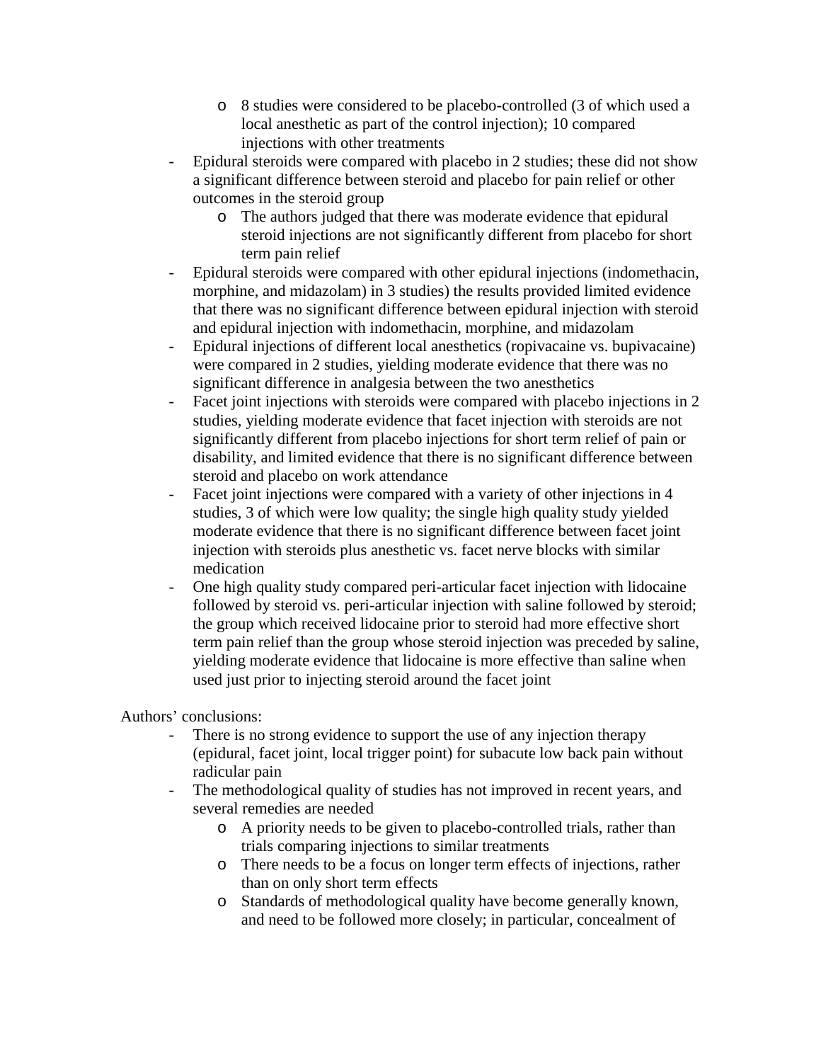- 8 studies were considered to be placebo-controlled (3 of which used a local anesthetic as part of the control injection); 10 compared injections with other treatments
- Epidural steroids were compared with placebo in 2 studies; these did not show a significant difference between steroid and placebo for pain relief or other outcomes in the steroid group
  - The authors judged that there was moderate evidence that epidural steroid injections are not significantly different from placebo for short term pain relief
- Epidural steroids were compared with other epidural injections (indomethacin, morphine, and midazolam) in 3 studies) the results provided limited evidence that there was no significant difference between epidural injection with steroid and epidural injection with indomethacin, morphine, and midazolam
- Epidural injections of different local anesthetics (ropivacaine vs. bupivacaine) were compared in 2 studies, yielding moderate evidence that there was no significant difference in analgesia between the two anesthetics
- Facet joint injections with steroids were compared with placebo injections in 2 studies, yielding moderate evidence that facet injection with steroids are not significantly different from placebo injections for short term relief of pain or disability, and limited evidence that there is no significant difference between steroid and placebo on work attendance
- Facet joint injections were compared with a variety of other injections in 4 studies, 3 of which were low quality; the single high quality study yielded moderate evidence that there is no significant difference between facet joint injection with steroids plus anesthetic vs. facet nerve blocks with similar medication
- One high quality study compared peri-articular facet injection with lidocaine followed by steroid vs. peri-articular injection with saline followed by steroid; the group which received lidocaine prior to steroid had more effective short term pain relief than the group whose steroid injection was preceded by saline, yielding moderate evidence that lidocaine is more effective than saline when used just prior to injecting steroid around the facet joint

Authors' conclusions:

- There is no strong evidence to support the use of any injection therapy (epidural, facet joint, local trigger point) for subacute low back pain without radicular pain
- The methodological quality of studies has not improved in recent years, and several remedies are needed
  - A priority needs to be given to placebo-controlled trials, rather than trials comparing injections to similar treatments
  - There needs to be a focus on longer term effects of injections, rather than on only short term effects
  - Standards of methodological quality have become generally known, and need to be followed more closely; in particular, concealment of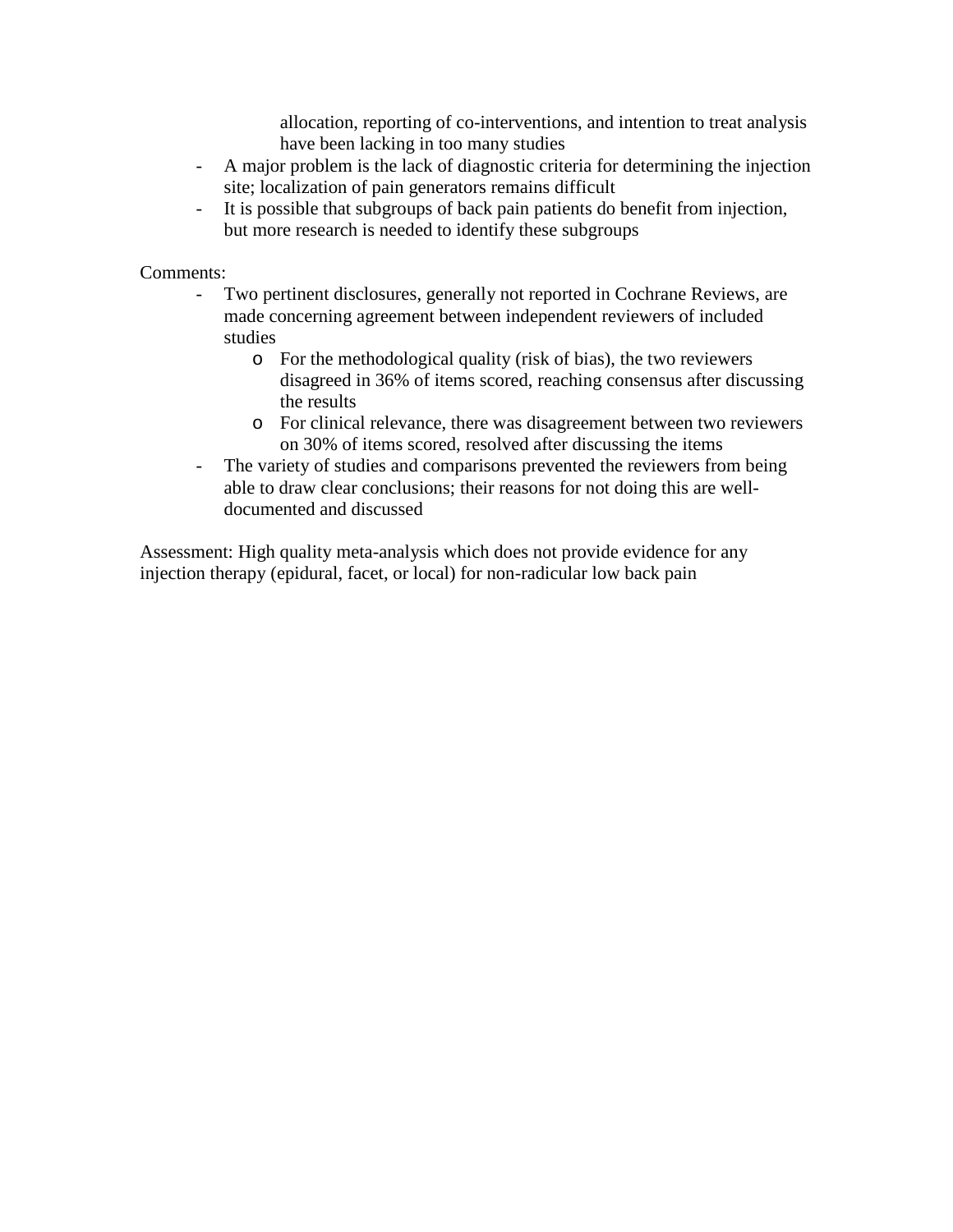allocation, reporting of co-interventions, and intention to treat analysis have been lacking in too many studies

- A major problem is the lack of diagnostic criteria for determining the injection site; localization of pain generators remains difficult
- It is possible that subgroups of back pain patients do benefit from injection, but more research is needed to identify these subgroups

Comments:

- Two pertinent disclosures, generally not reported in Cochrane Reviews, are made concerning agreement between independent reviewers of included studies
  - For the methodological quality (risk of bias), the two reviewers disagreed in 36% of items scored, reaching consensus after discussing the results
  - For clinical relevance, there was disagreement between two reviewers on 30% of items scored, resolved after discussing the items
- The variety of studies and comparisons prevented the reviewers from being able to draw clear conclusions; their reasons for not doing this are well-documented and discussed

Assessment: High quality meta-analysis which does not provide evidence for any injection therapy (epidural, facet, or local) for non-radicular low back pain